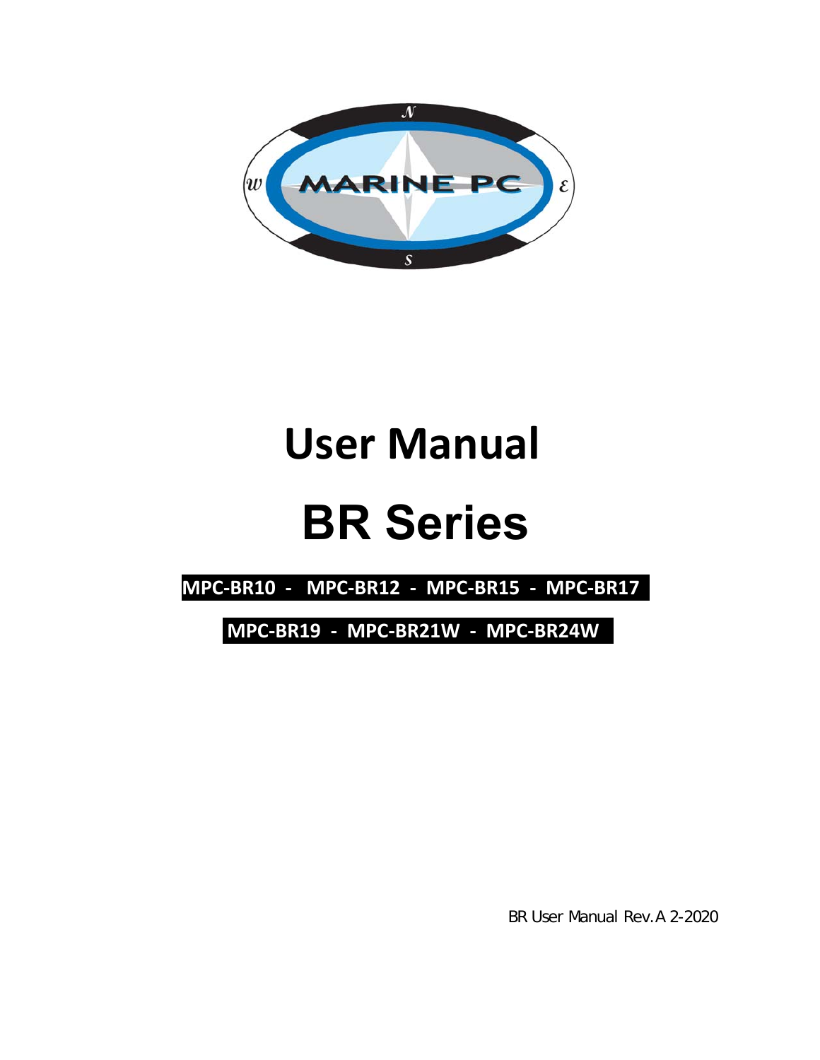# User Manual

# BR Series

**MPC-BR10 - MPC-BR12 - MPC-BR15 - MPC-BR17**

**MPC-BR19 - MPC-BR21W - MPC-BR24W**

BR User Manual Rev.A 2-2020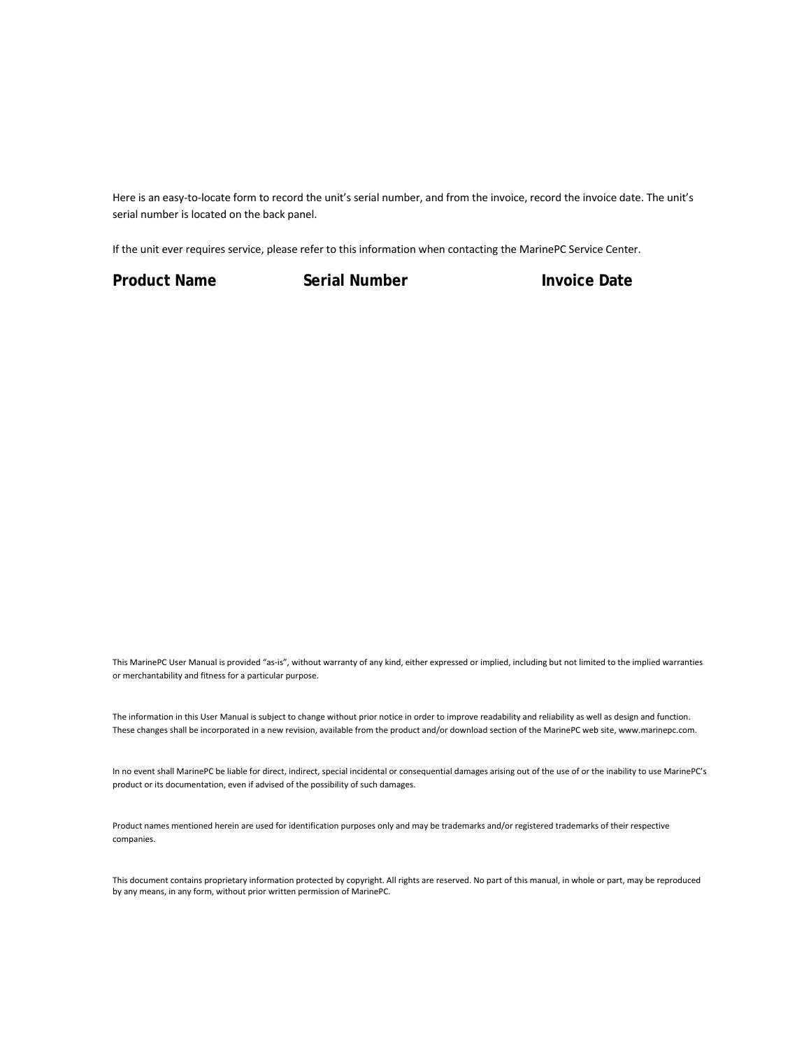Here is an easy-to-locate form to record the unit's serial number, and from the invoice, record the invoice date. The unit's serial number is located on the back panel.

If the unit ever requires service, please refer to this information when contacting the MarinePC Service Center.

| **Product Name** | **Serial Number** | **Invoice Date** |
| --- | --- | --- |
| | | |

This MarinePC User Manual is provided "as-is", without warranty of any kind, either expressed or implied, including but not limited to the implied warranties or merchantability and fitness for a particular purpose.

The information in this User Manual is subject to change without prior notice in order to improve readability and reliability as well as design and function. These changes shall be incorporated in a new revision, available from the product and/or download section of the MarinePC web site, www.marinepc.com.

In no event shall MarinePC be liable for direct, indirect, special incidental or consequential damages arising out of the use of or the inability to use MarinePC's product or its documentation, even if advised of the possibility of such damages.

Product names mentioned herein are used for identification purposes only and may be trademarks and/or registered trademarks of their respective companies.

This document contains proprietary information protected by copyright. All rights are reserved. No part of this manual, in whole or part, may be reproduced by any means, in any form, without prior written permission of MarinePC.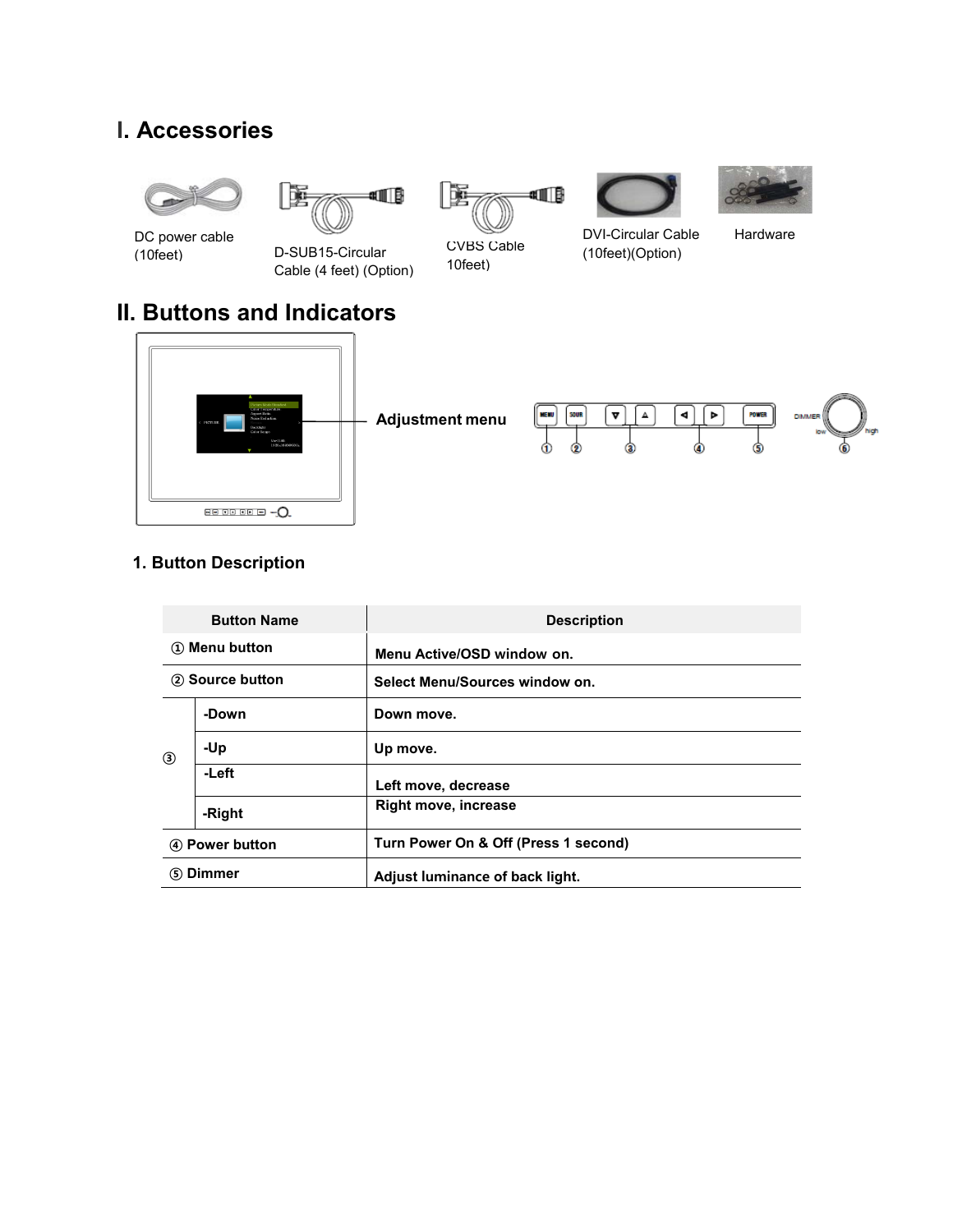# I. Accessories

DC power cable (10feet)

D-SUB15-Circular Cable (4 feet) (Option)

CVBS Cable 10feet)

DVI-Circular Cable (10feet)(Option)

Hardware

# II. Buttons and Indicators

Adjustment menu

## 1. Button Description

| Button Name | | Description |
|---|---|---|
| ① Menu button | | Menu Active/OSD window on. |
| ② Source button | | Select Menu/Sources window on. |
| ③ | -Down | Down move. |
| | -Up | Up move. |
| | -Left | Left move, decrease |
| | -Right | Right move, increase |
| ④ Power button | | Turn Power On & Off (Press 1 second) |
| ⑤ Dimmer | | Adjust luminance of back light. |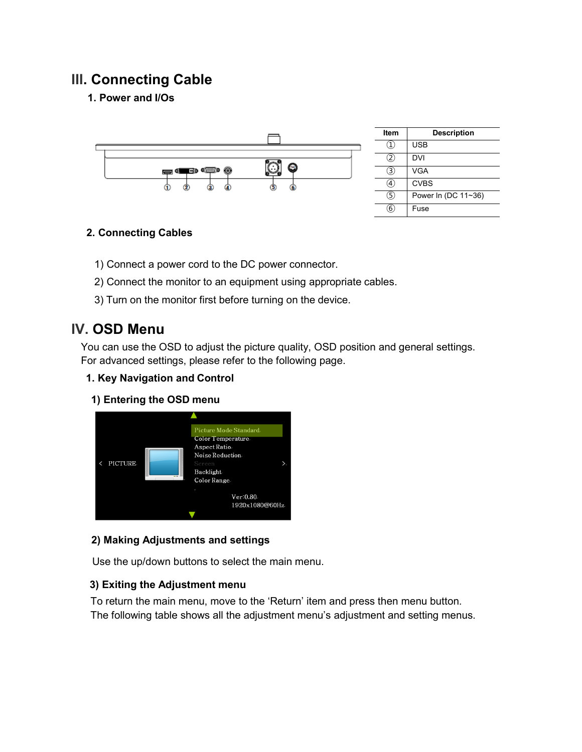# III. Connecting Cable

## 1. Power and I/Os

| Item | Description |
|---|---|
| ① | USB |
| ② | DVI |
| ③ | VGA |
| ④ | CVBS |
| ⑤ | Power In (DC 11~36) |
| ⑥ | Fuse |

## 2. Connecting Cables

1) Connect a power cord to the DC power connector.
2) Connect the monitor to an equipment using appropriate cables.
3) Turn on the monitor first before turning on the device.

# IV. OSD Menu

You can use the OSD to adjust the picture quality, OSD position and general settings. For advanced settings, please refer to the following page.

## 1. Key Navigation and Control

### 1) Entering the OSD menu

### 2) Making Adjustments and settings

Use the up/down buttons to select the main menu.

### 3) Exiting the Adjustment menu

To return the main menu, move to the 'Return' item and press then menu button. The following table shows all the adjustment menu's adjustment and setting menus.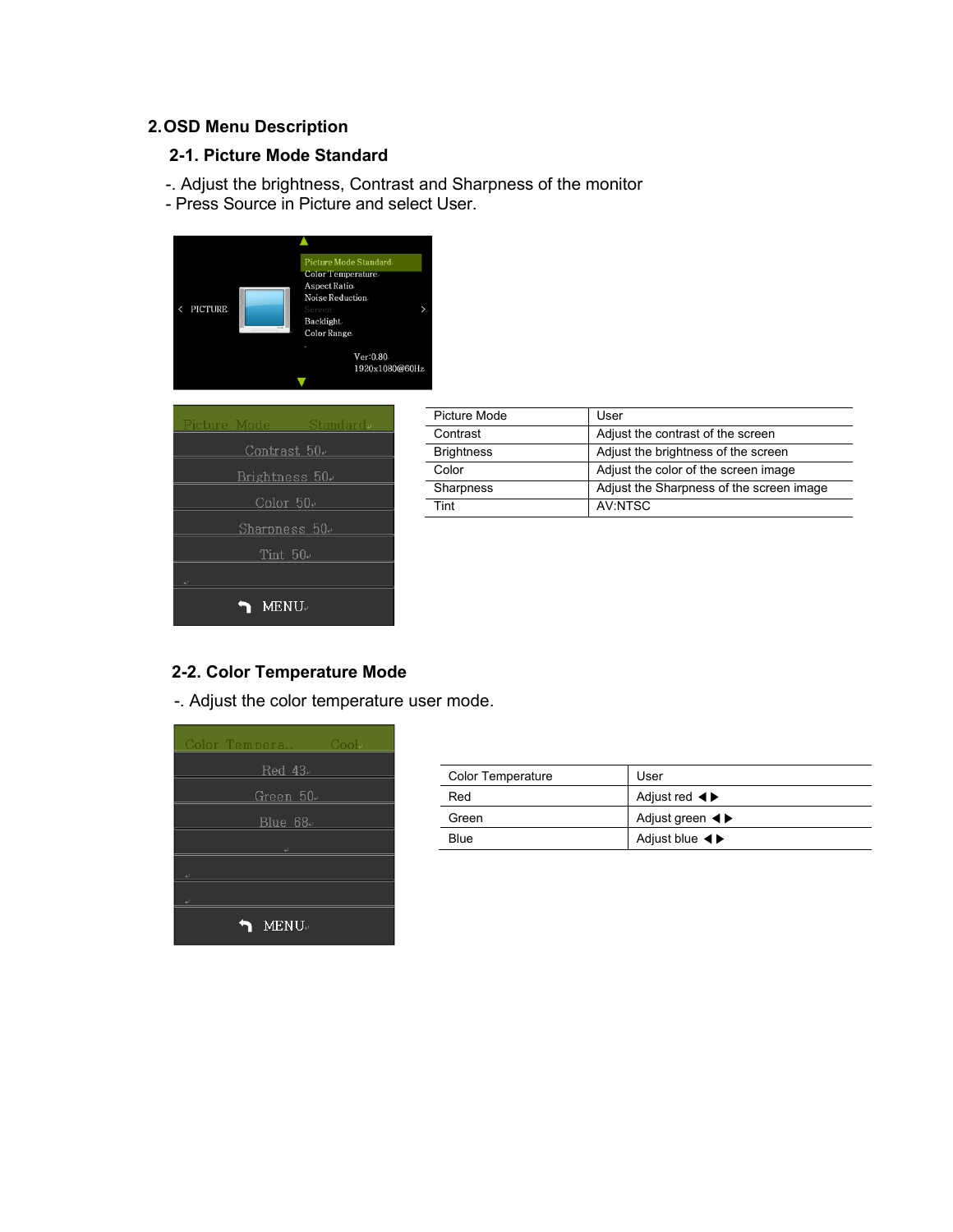## 2. OSD Menu Description

### 2-1. Picture Mode Standard

-. Adjust the brightness, Contrast and Sharpness of the monitor
- Press Source in Picture and select User.

| Picture Mode | User |
|---|---|
| Contrast | Adjust the contrast of the screen |
| Brightness | Adjust the brightness of the screen |
| Color | Adjust the color of the screen image |
| Sharpness | Adjust the Sharpness of the screen image |
| Tint | AV:NTSC |

### 2-2. Color Temperature Mode

-. Adjust the color temperature user mode.

| Color Temperature | User |
|---|---|
| Red | Adjust red ◀ ▶ |
| Green | Adjust green ◀ ▶ |
| Blue | Adjust blue ◀ ▶ |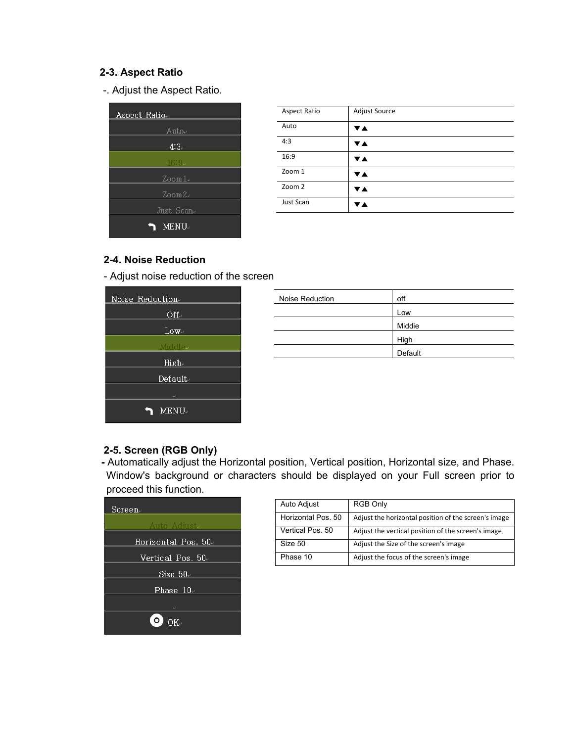## 2-3. Aspect Ratio

-. Adjust the Aspect Ratio.

Aspect Ratio
Auto
4:3
16:9
Zoom1
Zoom2
Just Scan
MENU

| Aspect Ratio | Adjust Source |
|---|---|
| Auto | ▼▲ |
| 4:3 | ▼▲ |
| 16:9 | ▼▲ |
| Zoom 1 | ▼▲ |
| Zoom 2 | ▼▲ |
| Just Scan | ▼▲ |

## 2-4. Noise Reduction

- Adjust noise reduction of the screen

Noise Reduction
Off
Low
Middle
High
Default
MENU

| Noise Reduction | off |
|---|---|
| | Low |
| | Midde |
| | High |
| | Default |

## 2-5. Screen (RGB Only)

- Automatically adjust the Horizontal position, Vertical position, Horizontal size, and Phase. Window's background or characters should be displayed on your Full screen prior to proceed this function.

Screen
Auto Adjust
Horizontal Pos. 50
Vertical Pos. 50
Size 50
Phase 10
OK

| Auto Adjust | RGB Only |
|---|---|
| Horizontal Pos. 50 | Adjust the horizontal position of the screen's image |
| Vertical Pos. 50 | Adjust the vertical position of the screen's image |
| Size 50 | Adjust the Size of the screen's image |
| Phase 10 | Adjust the focus of the screen's image |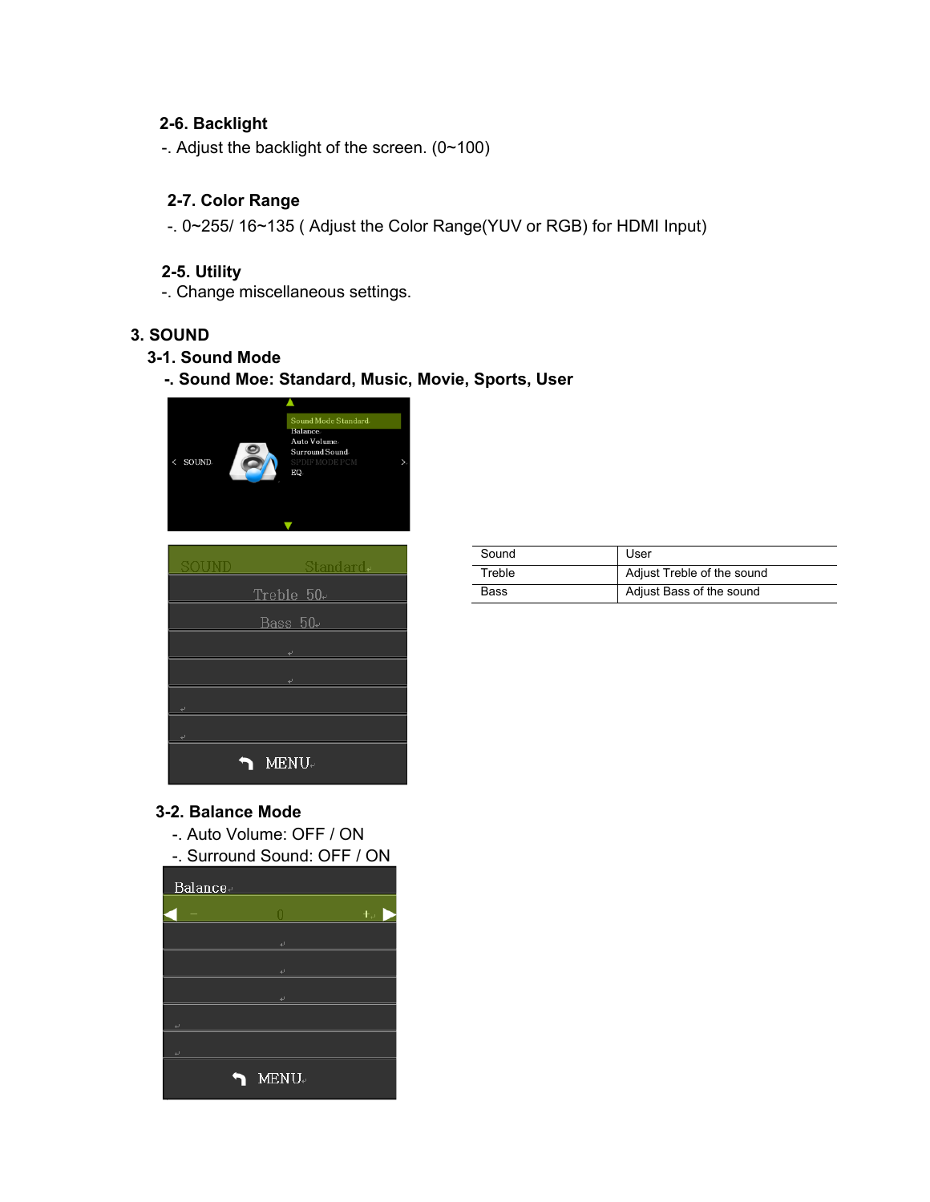**2-6. Backlight**

-. Adjust the backlight of the screen. (0~100)

**2-7. Color Range**

-. 0~255/ 16~135 ( Adjust the Color Range(YUV or RGB) for HDMI Input)

**2-5. Utility**

-. Change miscellaneous settings.

## 3. SOUND

### 3-1. Sound Mode

**-. Sound Moe: Standard, Music, Movie, Sports, User**

| Sound | User |
|---|---|
| Treble | Adjust Treble of the sound |
| Bass | Adjust Bass of the sound |

### 3-2. Balance Mode

-. Auto Volume: OFF / ON

-. Surround Sound: OFF / ON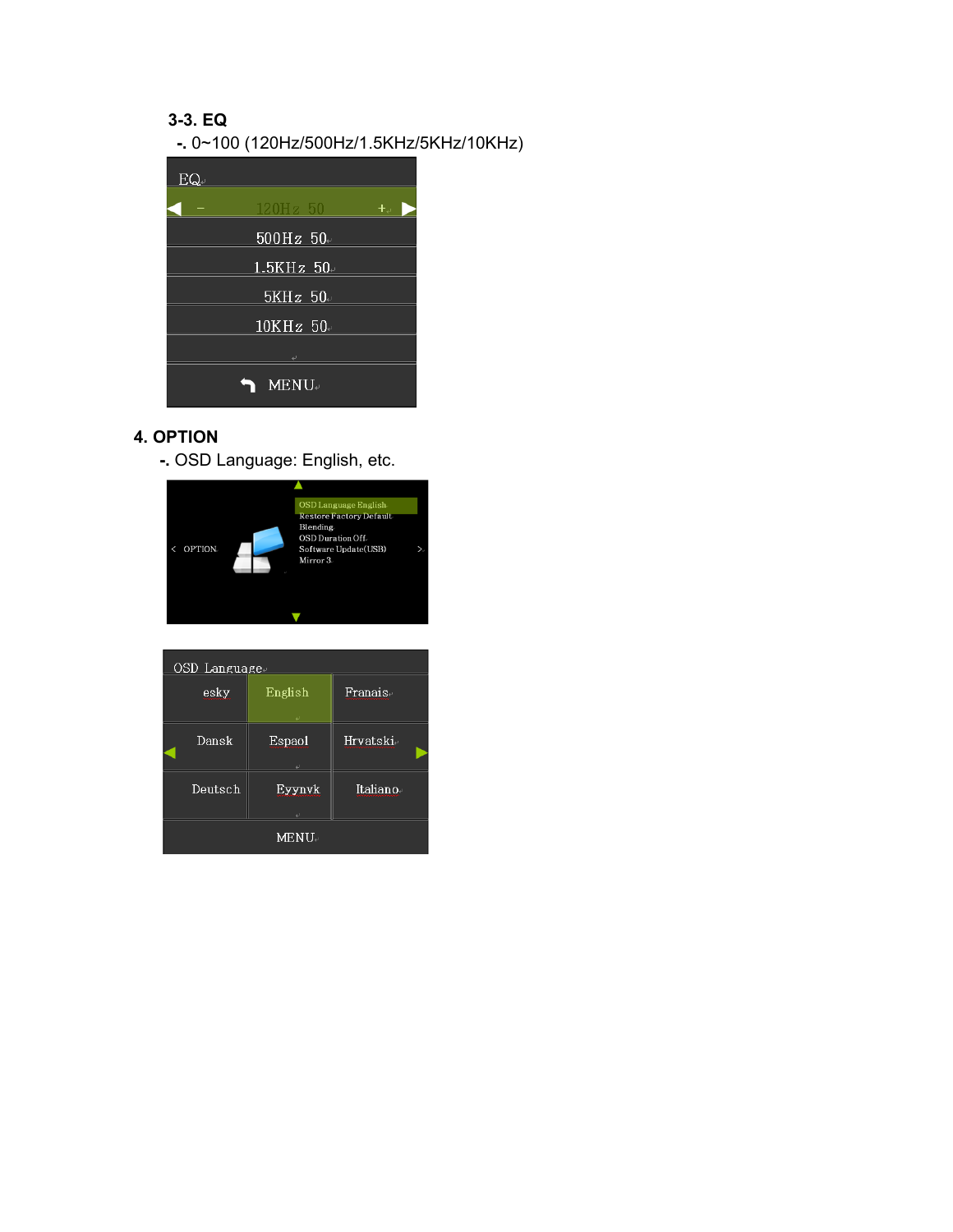### 3-3. EQ

-. 0~100 (120Hz/500Hz/1.5KHz/5KHz/10KHz)

| EQ |
| --- |
| − 120Hz 50 + |
| 500Hz 50 |
| 1.5KHz 50 |
| 5KHz 50 |
| 10KHz 50 |
| |
| MENU |

## 4. OPTION

-. OSD Language: English, etc.

OPTION

- OSD Language English
- Restore Factory Default
- Blending
- OSD Duration Off
- Software Update(USB)
- Mirror 3

| OSD Language | | |
| --- | --- | --- |
| esky | English | Franais |
| Dansk | Espaol | Hrvatski |
| Deutsch | Eyynvk | Italiano |
| MENU | | |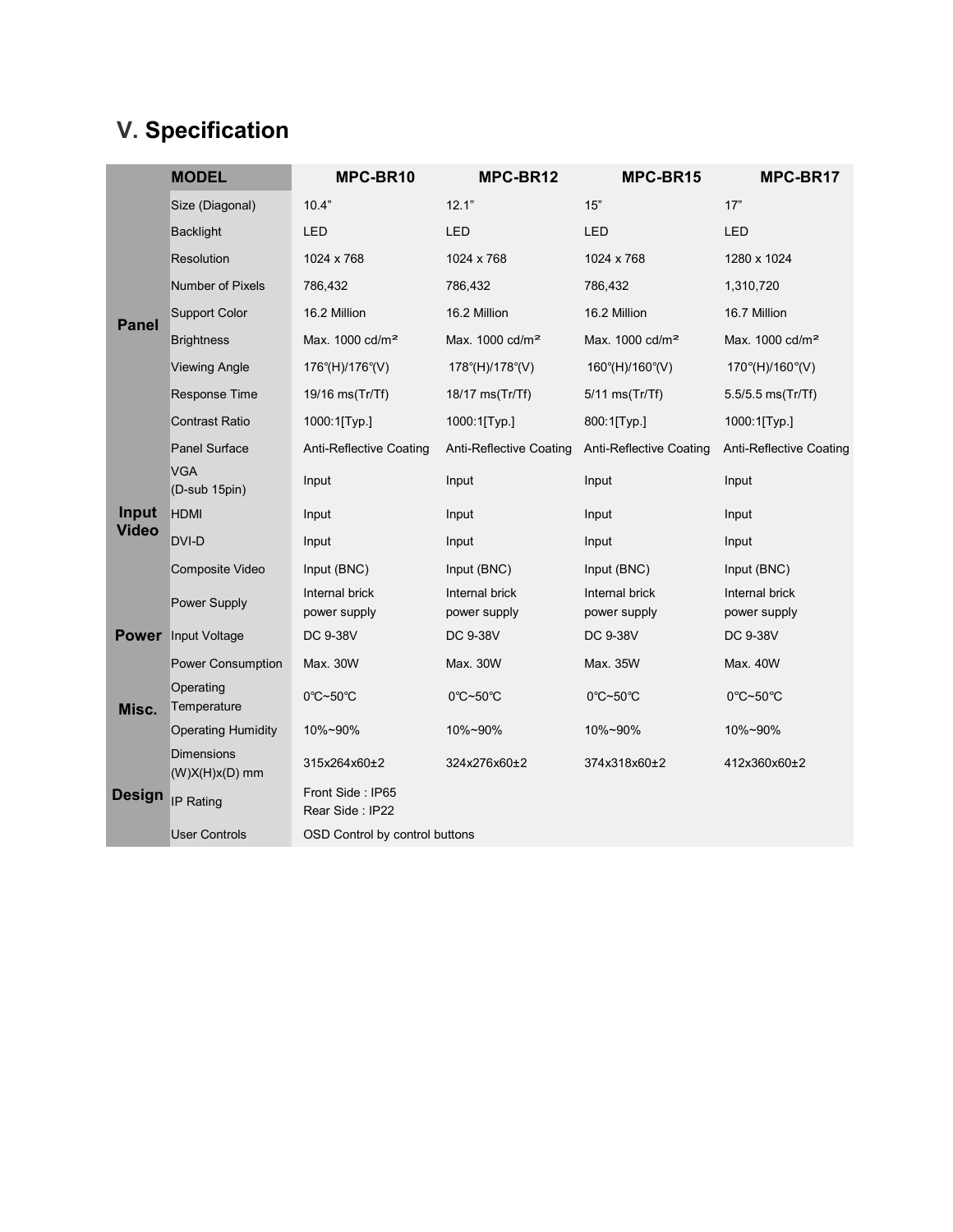## V. Specification

| | MODEL | MPC-BR10 | MPC-BR12 | MPC-BR15 | MPC-BR17 |
|---|---|---|---|---|---|
| Panel | Size (Diagonal) | 10.4” | 12.1” | 15” | 17” |
| | Backlight | LED | LED | LED | LED |
| | Resolution | 1024 x 768 | 1024 x 768 | 1024 x 768 | 1280 x 1024 |
| | Number of Pixels | 786,432 | 786,432 | 786,432 | 1,310,720 |
| | Support Color | 16.2 Million | 16.2 Million | 16.2 Million | 16.7 Million |
| | Brightness | Max. 1000 cd/m² | Max. 1000 cd/m² | Max. 1000 cd/m² | Max. 1000 cd/m² |
| | Viewing Angle | 176°(H)/176°(V) | 178°(H)/178°(V) | 160°(H)/160°(V) | 170°(H)/160°(V) |
| | Response Time | 19/16 ms(Tr/Tf) | 18/17 ms(Tr/Tf) | 5/11 ms(Tr/Tf) | 5.5/5.5 ms(Tr/Tf) |
| | Contrast Ratio | 1000:1[Typ.] | 1000:1[Typ.] | 800:1[Typ.] | 1000:1[Typ.] |
| | Panel Surface | Anti-Reflective Coating | Anti-Reflective Coating | Anti-Reflective Coating | Anti-Reflective Coating |
| Input Video | VGA (D-sub 15pin) | Input | Input | Input | Input |
| | HDMI | Input | Input | Input | Input |
| | DVI-D | Input | Input | Input | Input |
| | Composite Video | Input (BNC) | Input (BNC) | Input (BNC) | Input (BNC) |
| Power | Power Supply | Internal brick power supply | Internal brick power supply | Internal brick power supply | Internal brick power supply |
| | Input Voltage | DC 9-38V | DC 9-38V | DC 9-38V | DC 9-38V |
| | Power Consumption | Max. 30W | Max. 30W | Max. 35W | Max. 40W |
| Misc. | Operating Temperature | 0℃~50℃ | 0℃~50℃ | 0℃~50℃ | 0℃~50℃ |
| | Operating Humidity | 10%~90% | 10%~90% | 10%~90% | 10%~90% |
| Design | Dimensions (W)X(H)x(D) mm | 315x264x60±2 | 324x276x60±2 | 374x318x60±2 | 412x360x60±2 |
| | IP Rating | Front Side : IP65<br>Rear Side : IP22 | | | |
| | User Controls | OSD Control by control buttons | | | |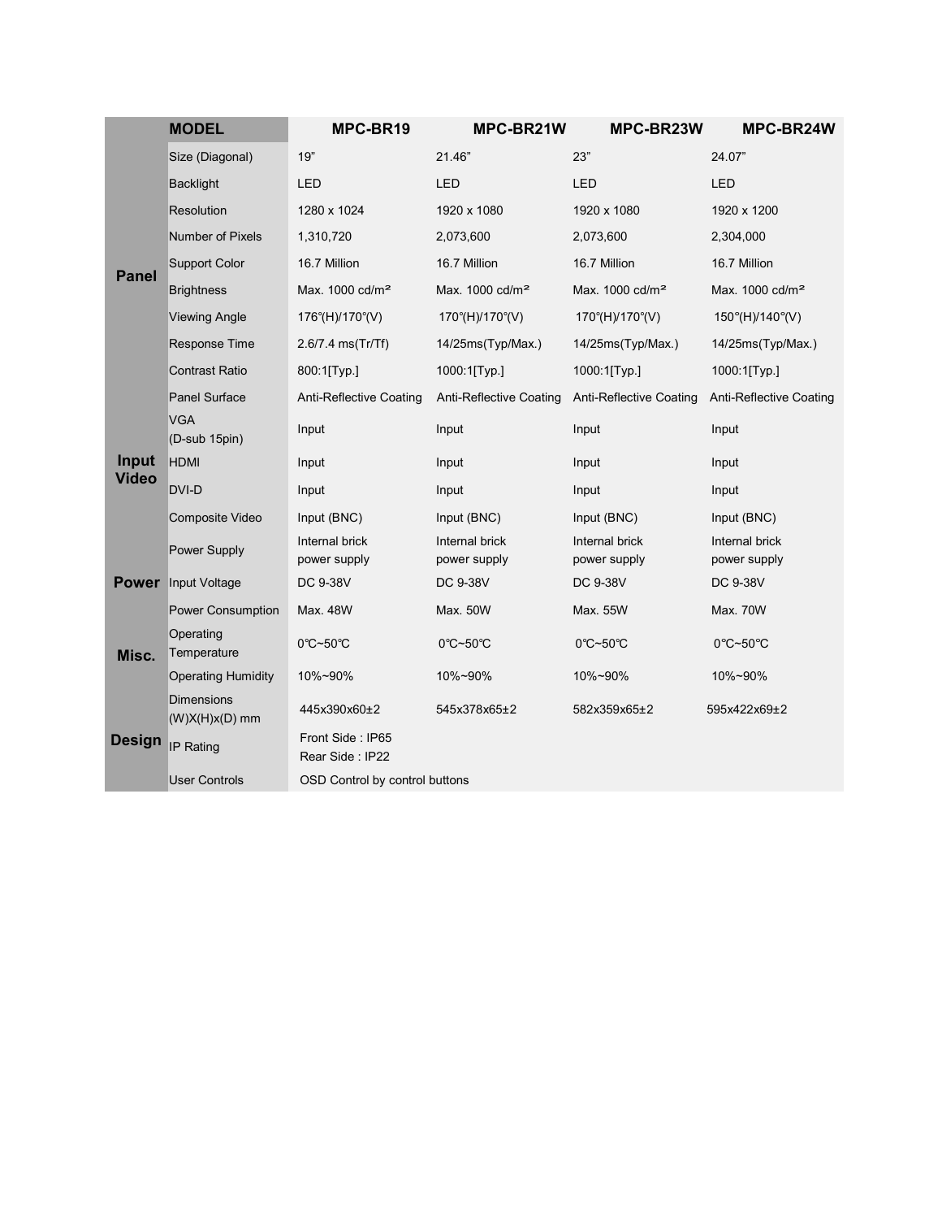| | MODEL | MPC-BR19 | MPC-BR21W | MPC-BR23W | MPC-BR24W |
|---|---|---|---|---|---|
| Panel | Size (Diagonal) | 19” | 21.46” | 23” | 24.07” |
| | Backlight | LED | LED | LED | LED |
| | Resolution | 1280 x 1024 | 1920 x 1080 | 1920 x 1080 | 1920 x 1200 |
| | Number of Pixels | 1,310,720 | 2,073,600 | 2,073,600 | 2,304,000 |
| | Support Color | 16.7 Million | 16.7 Million | 16.7 Million | 16.7 Million |
| | Brightness | Max. 1000 cd/m² | Max. 1000 cd/m² | Max. 1000 cd/m² | Max. 1000 cd/m² |
| | Viewing Angle | 176°(H)/170°(V) | 170°(H)/170°(V) | 170°(H)/170°(V) | 150°(H)/140°(V) |
| | Response Time | 2.6/7.4 ms(Tr/Tf) | 14/25ms(Typ/Max.) | 14/25ms(Typ/Max.) | 14/25ms(Typ/Max.) |
| | Contrast Ratio | 800:1[Typ.] | 1000:1[Typ.] | 1000:1[Typ.] | 1000:1[Typ.] |
| | Panel Surface | Anti-Reflective Coating | Anti-Reflective Coating | Anti-Reflective Coating | Anti-Reflective Coating |
| Input Video | VGA (D-sub 15pin) | Input | Input | Input | Input |
| | HDMI | Input | Input | Input | Input |
| | DVI-D | Input | Input | Input | Input |
| | Composite Video | Input (BNC) | Input (BNC) | Input (BNC) | Input (BNC) |
| Power | Power Supply | Internal brick power supply | Internal brick power supply | Internal brick power supply | Internal brick power supply |
| | Input Voltage | DC 9-38V | DC 9-38V | DC 9-38V | DC 9-38V |
| | Power Consumption | Max. 48W | Max. 50W | Max. 55W | Max. 70W |
| Misc. | Operating Temperature | 0℃~50℃ | 0℃~50℃ | 0℃~50℃ | 0℃~50℃ |
| | Operating Humidity | 10%~90% | 10%~90% | 10%~90% | 10%~90% |
| Design | Dimensions (W)X(H)x(D) mm | 445x390x60±2 | 545x378x65±2 | 582x359x65±2 | 595x422x69±2 |
| | IP Rating | Front Side : IP65<br>Rear Side : IP22 | | | |
| | User Controls | OSD Control by control buttons | | | |